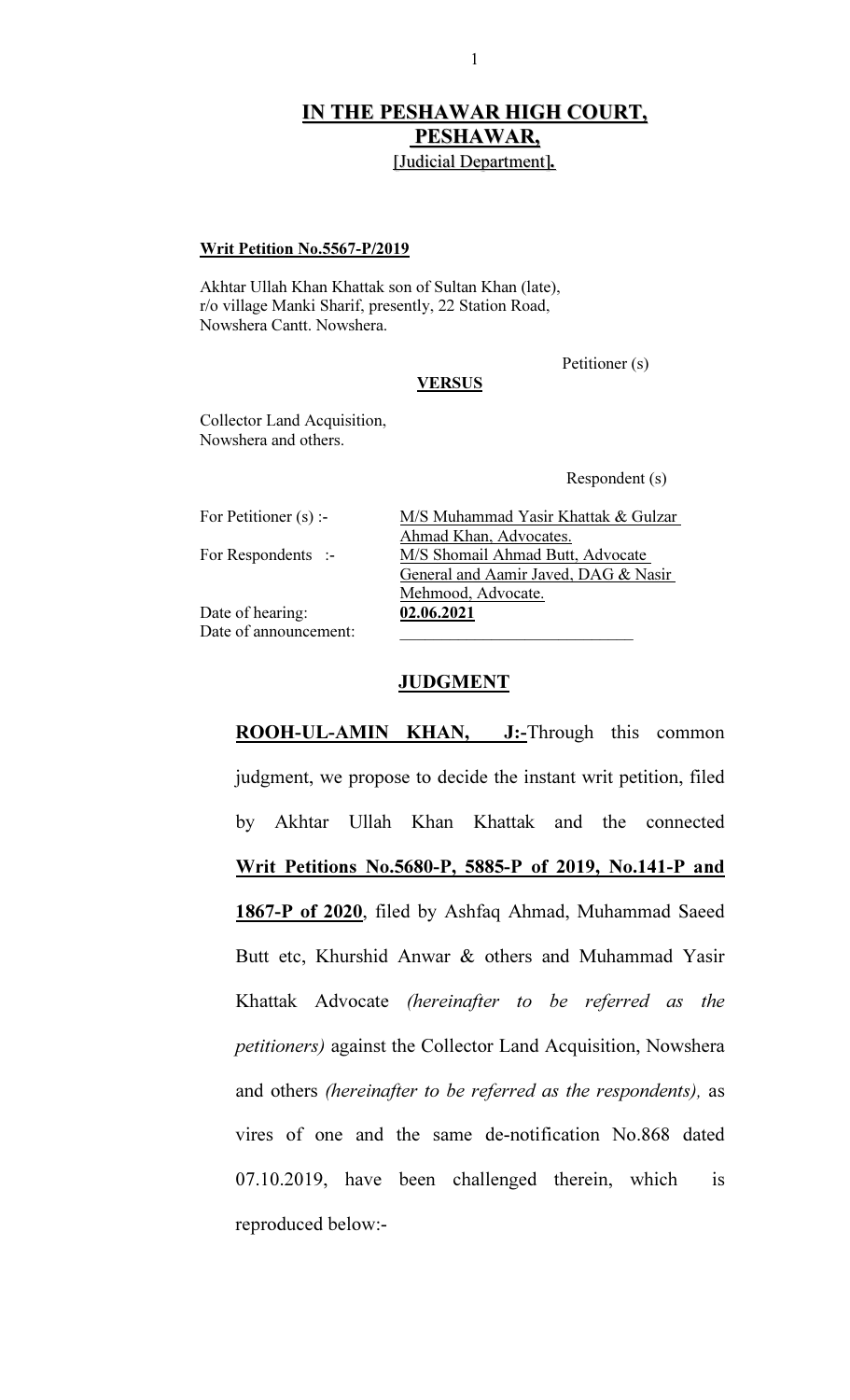# IN THE PESHAWAR HIGH COURT, PESHAWAR,

[Judicial Department].

**Writ Petition No.5567-P/2019**

Akhtar Ullah Khan Khattak son of Sultan Khan (late), r/o village Manki Sharif, presently, 22 Station Road, Nowshera Cantt. Nowshera.

Petitioner (s)

**VERSUS**

Collector Land Acquisition, Nowshera and others.

Respondent (s)

| | |
|---|---|
| For Petitioner (s) :- | M/S Muhammad Yasir Khattak & Gulzar Ahmad Khan, Advocates. |
| For Respondents :- | M/S Shomail Ahmad Butt, Advocate General and Aamir Javed, DAG & Nasir Mehmood, Advocate. |
| Date of hearing: | **02.06.2021** |
| Date of announcement: | ____________________ |

## JUDGMENT

**ROOH-UL-AMIN KHAN, J:-**Through this common judgment, we propose to decide the instant writ petition, filed by Akhtar Ullah Khan Khattak and the connected **Writ Petitions No.5680-P, 5885-P of 2019, No.141-P and 1867-P of 2020**, filed by Ashfaq Ahmad, Muhammad Saeed Butt etc, Khurshid Anwar & others and Muhammad Yasir Khattak Advocate *(hereinafter to be referred as the petitioners)* against the Collector Land Acquisition, Nowshera and others *(hereinafter to be referred as the respondents),* as vires of one and the same de-notification No.868 dated 07.10.2019, have been challenged therein, which is reproduced below:-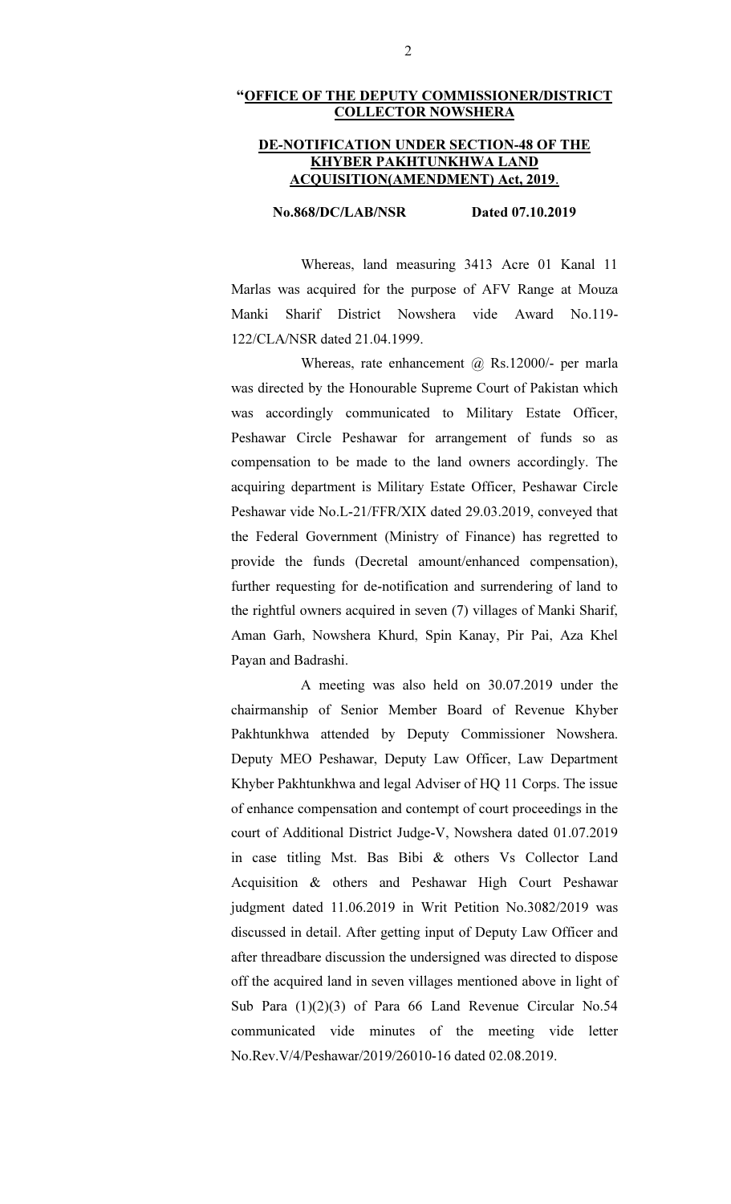**"OFFICE OF THE DEPUTY COMMISSIONER/DISTRICT COLLECTOR NOWSHERA**

**DE-NOTIFICATION UNDER SECTION-48 OF THE KHYBER PAKHTUNKHWA LAND ACQUISITION(AMENDMENT) Act, 2019.**

**No.868/DC/LAB/NSR Dated 07.10.2019**

Whereas, land measuring 3413 Acre 01 Kanal 11 Marlas was acquired for the purpose of AFV Range at Mouza Manki Sharif District Nowshera vide Award No.119-122/CLA/NSR dated 21.04.1999.

Whereas, rate enhancement @ Rs.12000/- per marla was directed by the Honourable Supreme Court of Pakistan which was accordingly communicated to Military Estate Officer, Peshawar Circle Peshawar for arrangement of funds so as compensation to be made to the land owners accordingly. The acquiring department is Military Estate Officer, Peshawar Circle Peshawar vide No.L-21/FFR/XIX dated 29.03.2019, conveyed that the Federal Government (Ministry of Finance) has regretted to provide the funds (Decretal amount/enhanced compensation), further requesting for de-notification and surrendering of land to the rightful owners acquired in seven (7) villages of Manki Sharif, Aman Garh, Nowshera Khurd, Spin Kanay, Pir Pai, Aza Khel Payan and Badrashi.

A meeting was also held on 30.07.2019 under the chairmanship of Senior Member Board of Revenue Khyber Pakhtunkhwa attended by Deputy Commissioner Nowshera. Deputy MEO Peshawar, Deputy Law Officer, Law Department Khyber Pakhtunkhwa and legal Adviser of HQ 11 Corps. The issue of enhance compensation and contempt of court proceedings in the court of Additional District Judge-V, Nowshera dated 01.07.2019 in case titling Mst. Bas Bibi & others Vs Collector Land Acquisition & others and Peshawar High Court Peshawar judgment dated 11.06.2019 in Writ Petition No.3082/2019 was discussed in detail. After getting input of Deputy Law Officer and after threadbare discussion the undersigned was directed to dispose off the acquired land in seven villages mentioned above in light of Sub Para (1)(2)(3) of Para 66 Land Revenue Circular No.54 communicated vide minutes of the meeting vide letter No.Rev.V/4/Peshawar/2019/26010-16 dated 02.08.2019.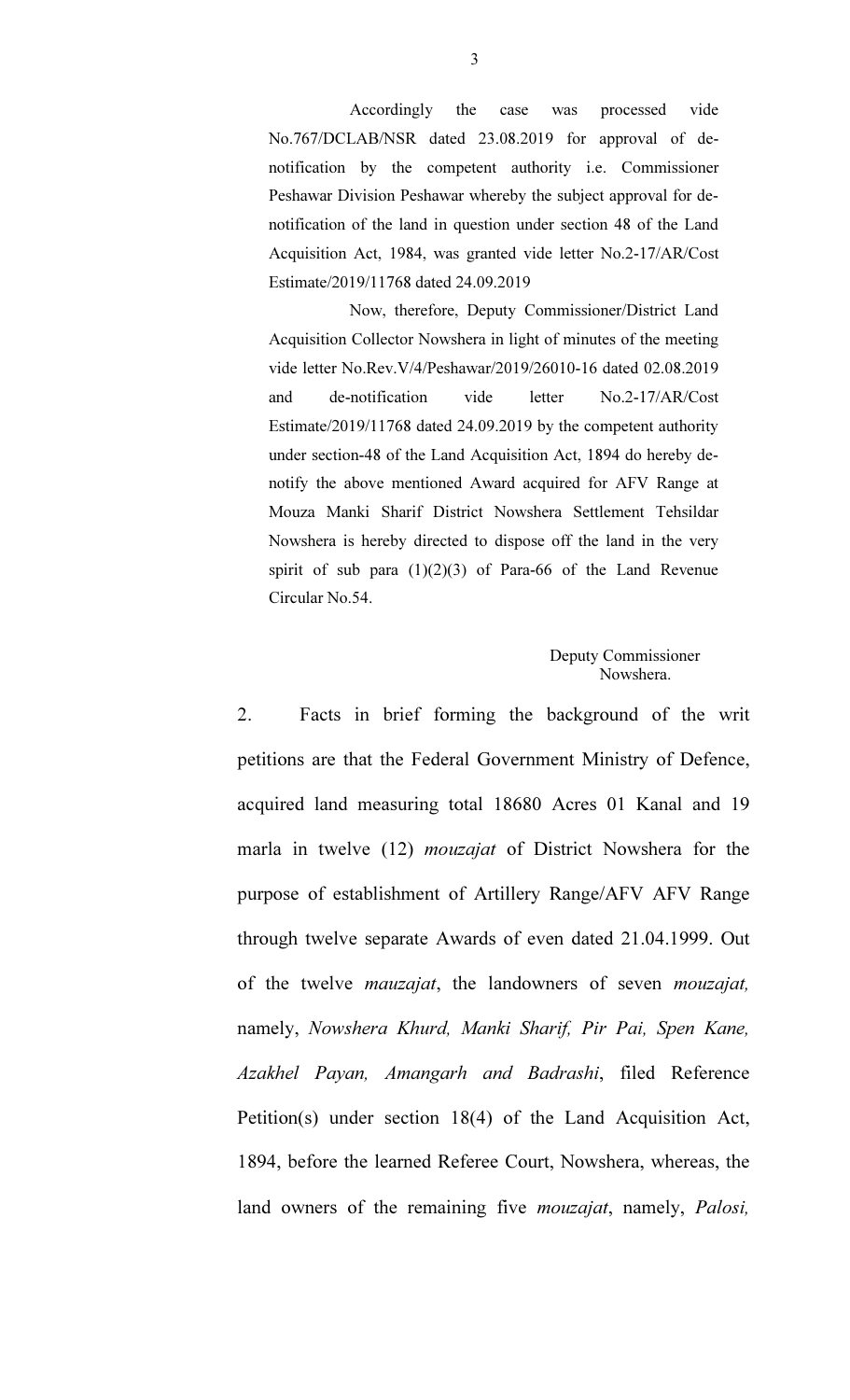Accordingly the case was processed vide No.767/DCLAB/NSR dated 23.08.2019 for approval of de-notification by the competent authority i.e. Commissioner Peshawar Division Peshawar whereby the subject approval for de-notification of the land in question under section 48 of the Land Acquisition Act, 1984, was granted vide letter No.2-17/AR/Cost Estimate/2019/11768 dated 24.09.2019

Now, therefore, Deputy Commissioner/District Land Acquisition Collector Nowshera in light of minutes of the meeting vide letter No.Rev.V/4/Peshawar/2019/26010-16 dated 02.08.2019 and de-notification vide letter No.2-17/AR/Cost Estimate/2019/11768 dated 24.09.2019 by the competent authority under section-48 of the Land Acquisition Act, 1894 do hereby de-notify the above mentioned Award acquired for AFV Range at Mouza Manki Sharif District Nowshera Settlement Tehsildar Nowshera is hereby directed to dispose off the land in the very spirit of sub para (1)(2)(3) of Para-66 of the Land Revenue Circular No.54.

Deputy Commissioner
Nowshera.

2. Facts in brief forming the background of the writ petitions are that the Federal Government Ministry of Defence, acquired land measuring total 18680 Acres 01 Kanal and 19 marla in twelve (12) *mouzajat* of District Nowshera for the purpose of establishment of Artillery Range/AFV AFV Range through twelve separate Awards of even dated 21.04.1999. Out of the twelve *mauzajat*, the landowners of seven *mouzajat,* namely, *Nowshera Khurd, Manki Sharif, Pir Pai, Spen Kane, Azakhel Payan, Amangarh and Badrashi*, filed Reference Petition(s) under section 18(4) of the Land Acquisition Act, 1894, before the learned Referee Court, Nowshera, whereas, the land owners of the remaining five *mouzajat*, namely, *Palosi,*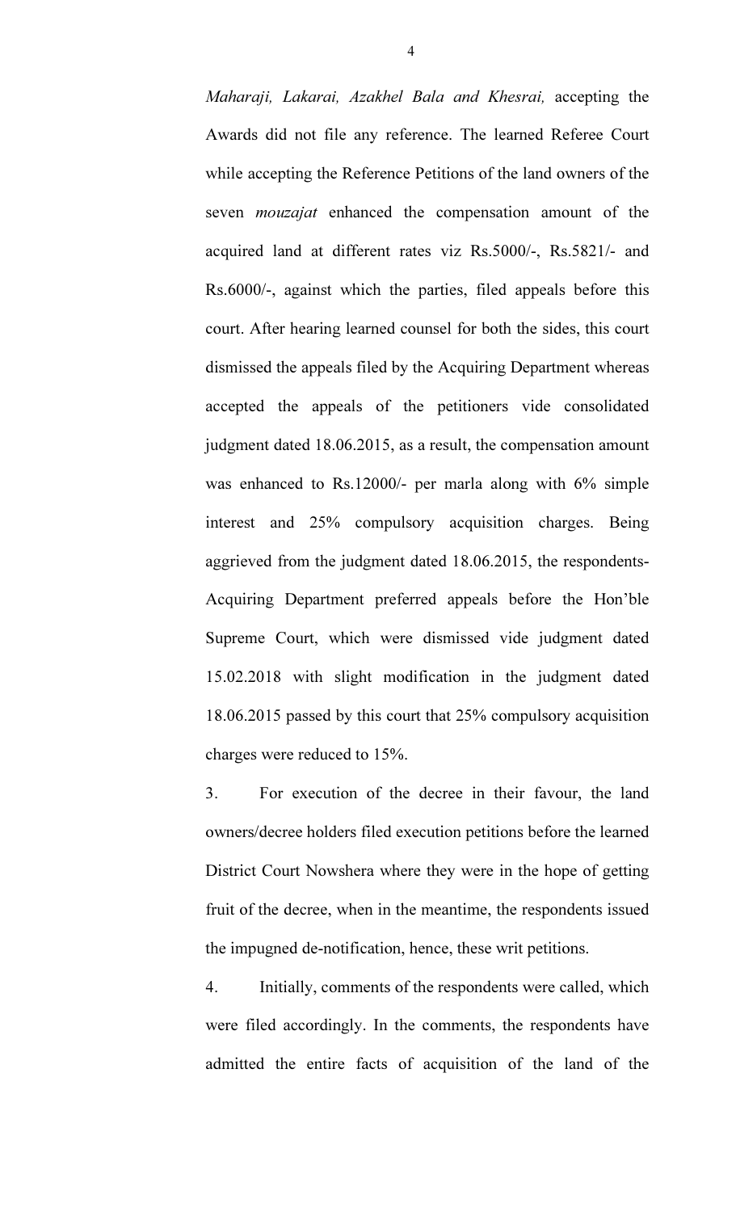*Maharaji, Lakarai, Azakhel Bala and Khesrai,* accepting the Awards did not file any reference. The learned Referee Court while accepting the Reference Petitions of the land owners of the seven *mouzajat* enhanced the compensation amount of the acquired land at different rates viz Rs.5000/-, Rs.5821/- and Rs.6000/-, against which the parties, filed appeals before this court. After hearing learned counsel for both the sides, this court dismissed the appeals filed by the Acquiring Department whereas accepted the appeals of the petitioners vide consolidated judgment dated 18.06.2015, as a result, the compensation amount was enhanced to Rs.12000/- per marla along with 6% simple interest and 25% compulsory acquisition charges. Being aggrieved from the judgment dated 18.06.2015, the respondents-Acquiring Department preferred appeals before the Hon'ble Supreme Court, which were dismissed vide judgment dated 15.02.2018 with slight modification in the judgment dated 18.06.2015 passed by this court that 25% compulsory acquisition charges were reduced to 15%.

3. For execution of the decree in their favour, the land owners/decree holders filed execution petitions before the learned District Court Nowshera where they were in the hope of getting fruit of the decree, when in the meantime, the respondents issued the impugned de-notification, hence, these writ petitions.

4. Initially, comments of the respondents were called, which were filed accordingly. In the comments, the respondents have admitted the entire facts of acquisition of the land of the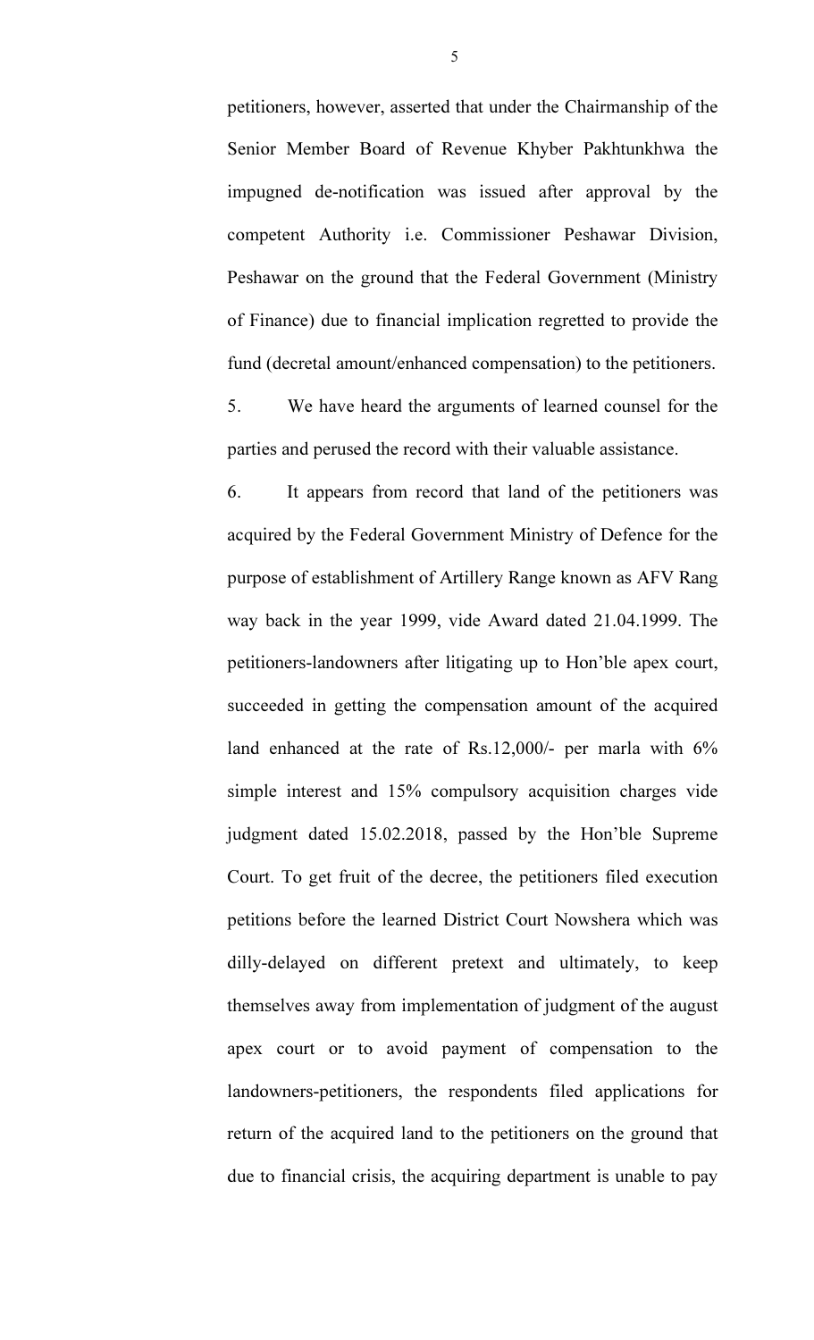petitioners, however, asserted that under the Chairmanship of the Senior Member Board of Revenue Khyber Pakhtunkhwa the impugned de-notification was issued after approval by the competent Authority i.e. Commissioner Peshawar Division, Peshawar on the ground that the Federal Government (Ministry of Finance) due to financial implication regretted to provide the fund (decretal amount/enhanced compensation) to the petitioners.

5. We have heard the arguments of learned counsel for the parties and perused the record with their valuable assistance.

6. It appears from record that land of the petitioners was acquired by the Federal Government Ministry of Defence for the purpose of establishment of Artillery Range known as AFV Rang way back in the year 1999, vide Award dated 21.04.1999. The petitioners-landowners after litigating up to Hon'ble apex court, succeeded in getting the compensation amount of the acquired land enhanced at the rate of Rs.12,000/- per marla with 6% simple interest and 15% compulsory acquisition charges vide judgment dated 15.02.2018, passed by the Hon'ble Supreme Court. To get fruit of the decree, the petitioners filed execution petitions before the learned District Court Nowshera which was dilly-delayed on different pretext and ultimately, to keep themselves away from implementation of judgment of the august apex court or to avoid payment of compensation to the landowners-petitioners, the respondents filed applications for return of the acquired land to the petitioners on the ground that due to financial crisis, the acquiring department is unable to pay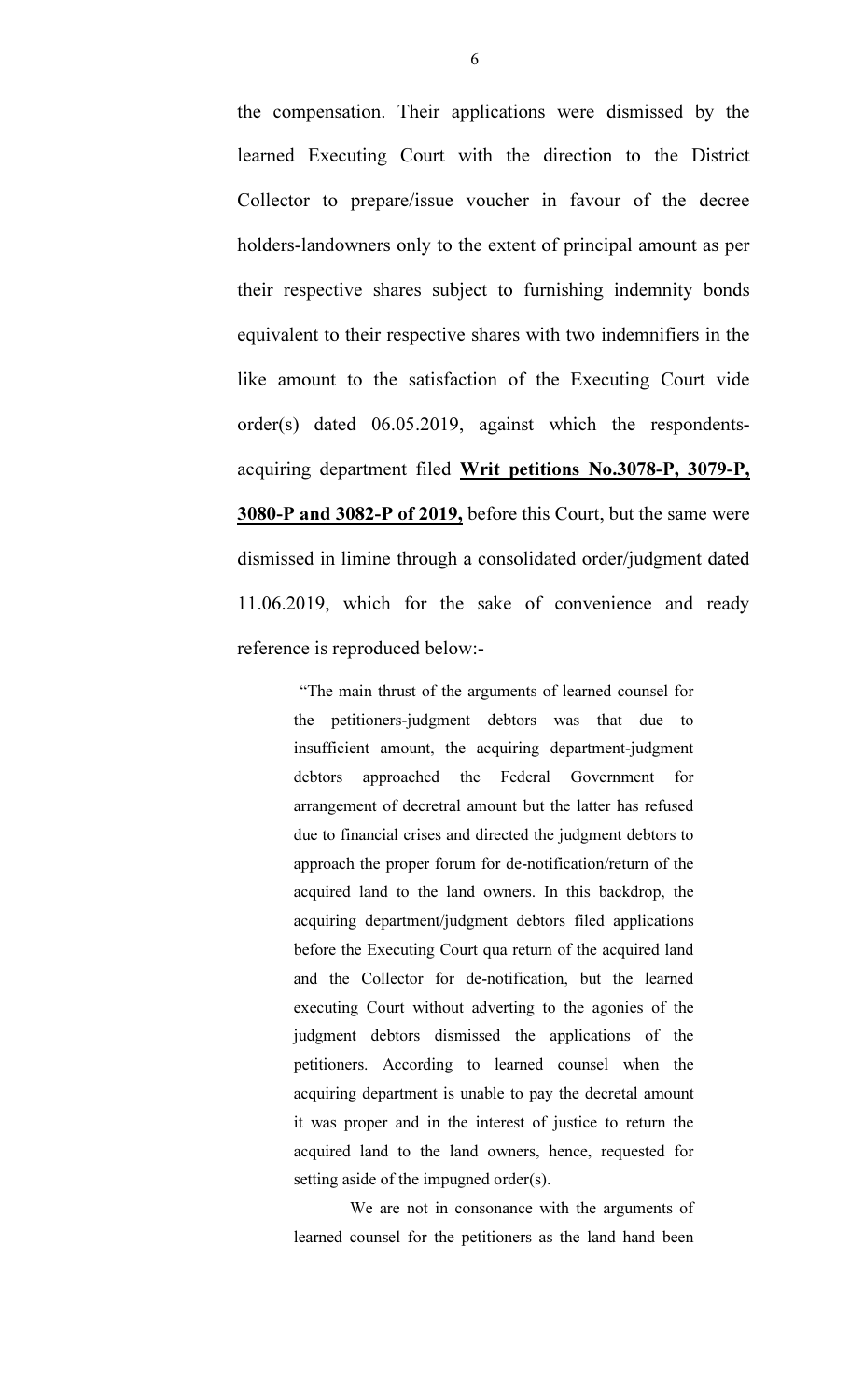the compensation. Their applications were dismissed by the learned Executing Court with the direction to the District Collector to prepare/issue voucher in favour of the decree holders-landowners only to the extent of principal amount as per their respective shares subject to furnishing indemnity bonds equivalent to their respective shares with two indemnifiers in the like amount to the satisfaction of the Executing Court vide order(s) dated 06.05.2019, against which the respondents-acquiring department filed **Writ petitions No.3078-P, 3079-P, 3080-P and 3082-P of 2019,** before this Court, but the same were dismissed in limine through a consolidated order/judgment dated 11.06.2019, which for the sake of convenience and ready reference is reproduced below:-

> "The main thrust of the arguments of learned counsel for the petitioners-judgment debtors was that due to insufficient amount, the acquiring department-judgment debtors approached the Federal Government for arrangement of decretral amount but the latter has refused due to financial crises and directed the judgment debtors to approach the proper forum for de-notification/return of the acquired land to the land owners. In this backdrop, the acquiring department/judgment debtors filed applications before the Executing Court qua return of the acquired land and the Collector for de-notification, but the learned executing Court without adverting to the agonies of the judgment debtors dismissed the applications of the petitioners. According to learned counsel when the acquiring department is unable to pay the decretal amount it was proper and in the interest of justice to return the acquired land to the land owners, hence, requested for setting aside of the impugned order(s).
>
> We are not in consonance with the arguments of learned counsel for the petitioners as the land hand been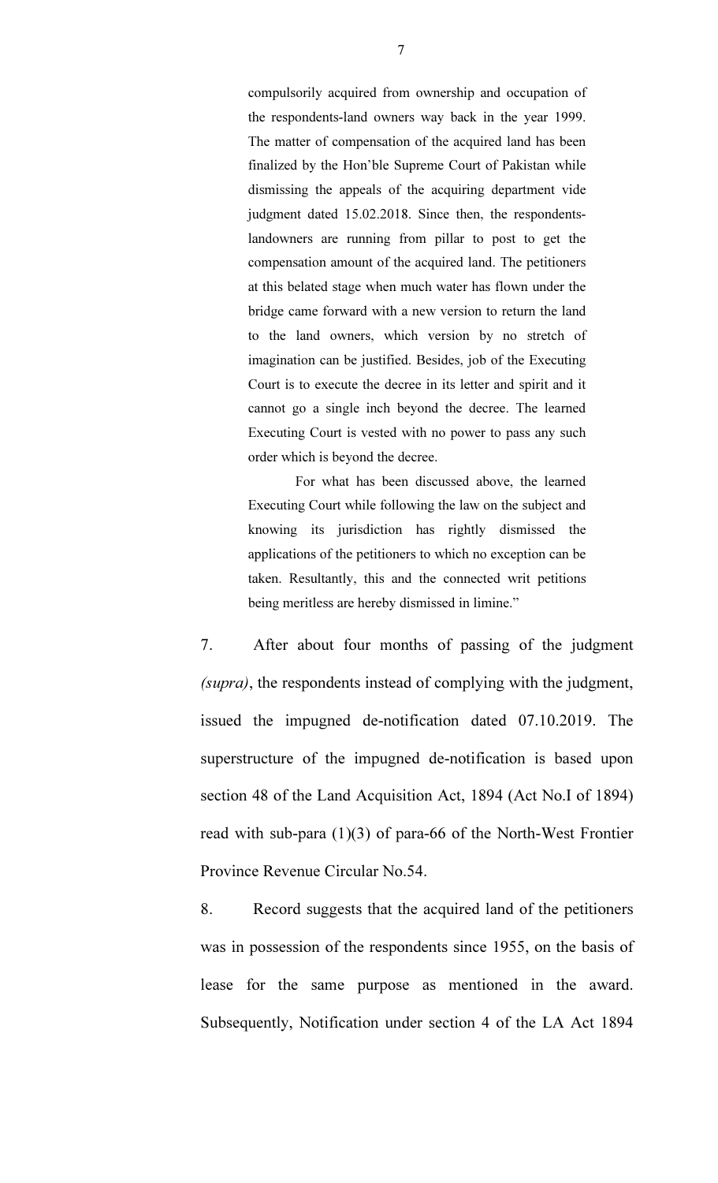> compulsorily acquired from ownership and occupation of the respondents-land owners way back in the year 1999. The matter of compensation of the acquired land has been finalized by the Hon'ble Supreme Court of Pakistan while dismissing the appeals of the acquiring department vide judgment dated 15.02.2018. Since then, the respondents-landowners are running from pillar to post to get the compensation amount of the acquired land. The petitioners at this belated stage when much water has flown under the bridge came forward with a new version to return the land to the land owners, which version by no stretch of imagination can be justified. Besides, job of the Executing Court is to execute the decree in its letter and spirit and it cannot go a single inch beyond the decree. The learned Executing Court is vested with no power to pass any such order which is beyond the decree.
>
> For what has been discussed above, the learned Executing Court while following the law on the subject and knowing its jurisdiction has rightly dismissed the applications of the petitioners to which no exception can be taken. Resultantly, this and the connected writ petitions being meritless are hereby dismissed in limine."

7. After about four months of passing of the judgment *(supra)*, the respondents instead of complying with the judgment, issued the impugned de-notification dated 07.10.2019. The superstructure of the impugned de-notification is based upon section 48 of the Land Acquisition Act, 1894 (Act No.I of 1894) read with sub-para (1)(3) of para-66 of the North-West Frontier Province Revenue Circular No.54.

8. Record suggests that the acquired land of the petitioners was in possession of the respondents since 1955, on the basis of lease for the same purpose as mentioned in the award. Subsequently, Notification under section 4 of the LA Act 1894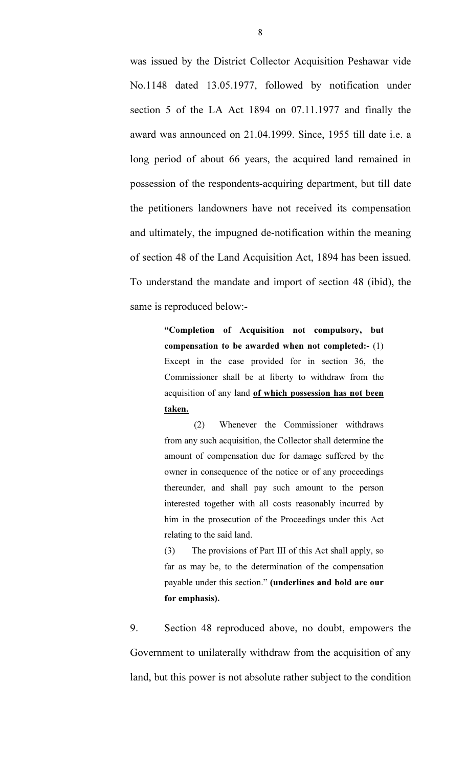was issued by the District Collector Acquisition Peshawar vide No.1148 dated 13.05.1977, followed by notification under section 5 of the LA Act 1894 on 07.11.1977 and finally the award was announced on 21.04.1999. Since, 1955 till date i.e. a long period of about 66 years, the acquired land remained in possession of the respondents-acquiring department, but till date the petitioners landowners have not received its compensation and ultimately, the impugned de-notification within the meaning of section 48 of the Land Acquisition Act, 1894 has been issued. To understand the mandate and import of section 48 (ibid), the same is reproduced below:-

> **"Completion of Acquisition not compulsory, but compensation to be awarded when not completed:-** (1) Except in the case provided for in section 36, the Commissioner shall be at liberty to withdraw from the acquisition of any land **<u>of which possession has not been taken.</u>**
>
> (2) Whenever the Commissioner withdraws from any such acquisition, the Collector shall determine the amount of compensation due for damage suffered by the owner in consequence of the notice or of any proceedings thereunder, and shall pay such amount to the person interested together with all costs reasonably incurred by him in the prosecution of the Proceedings under this Act relating to the said land.
>
> (3) The provisions of Part III of this Act shall apply, so far as may be, to the determination of the compensation payable under this section." **(underlines and bold are our for emphasis).**

9. Section 48 reproduced above, no doubt, empowers the Government to unilaterally withdraw from the acquisition of any land, but this power is not absolute rather subject to the condition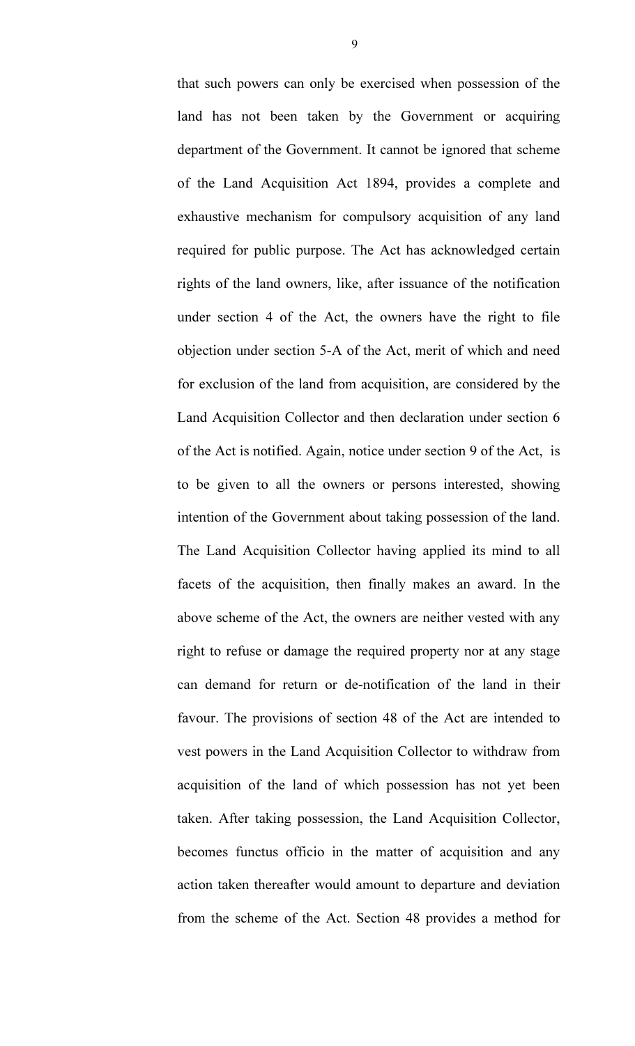that such powers can only be exercised when possession of the land has not been taken by the Government or acquiring department of the Government. It cannot be ignored that scheme of the Land Acquisition Act 1894, provides a complete and exhaustive mechanism for compulsory acquisition of any land required for public purpose. The Act has acknowledged certain rights of the land owners, like, after issuance of the notification under section 4 of the Act, the owners have the right to file objection under section 5-A of the Act, merit of which and need for exclusion of the land from acquisition, are considered by the Land Acquisition Collector and then declaration under section 6 of the Act is notified. Again, notice under section 9 of the Act, is to be given to all the owners or persons interested, showing intention of the Government about taking possession of the land. The Land Acquisition Collector having applied its mind to all facets of the acquisition, then finally makes an award. In the above scheme of the Act, the owners are neither vested with any right to refuse or damage the required property nor at any stage can demand for return or de-notification of the land in their favour. The provisions of section 48 of the Act are intended to vest powers in the Land Acquisition Collector to withdraw from acquisition of the land of which possession has not yet been taken. After taking possession, the Land Acquisition Collector, becomes functus officio in the matter of acquisition and any action taken thereafter would amount to departure and deviation from the scheme of the Act. Section 48 provides a method for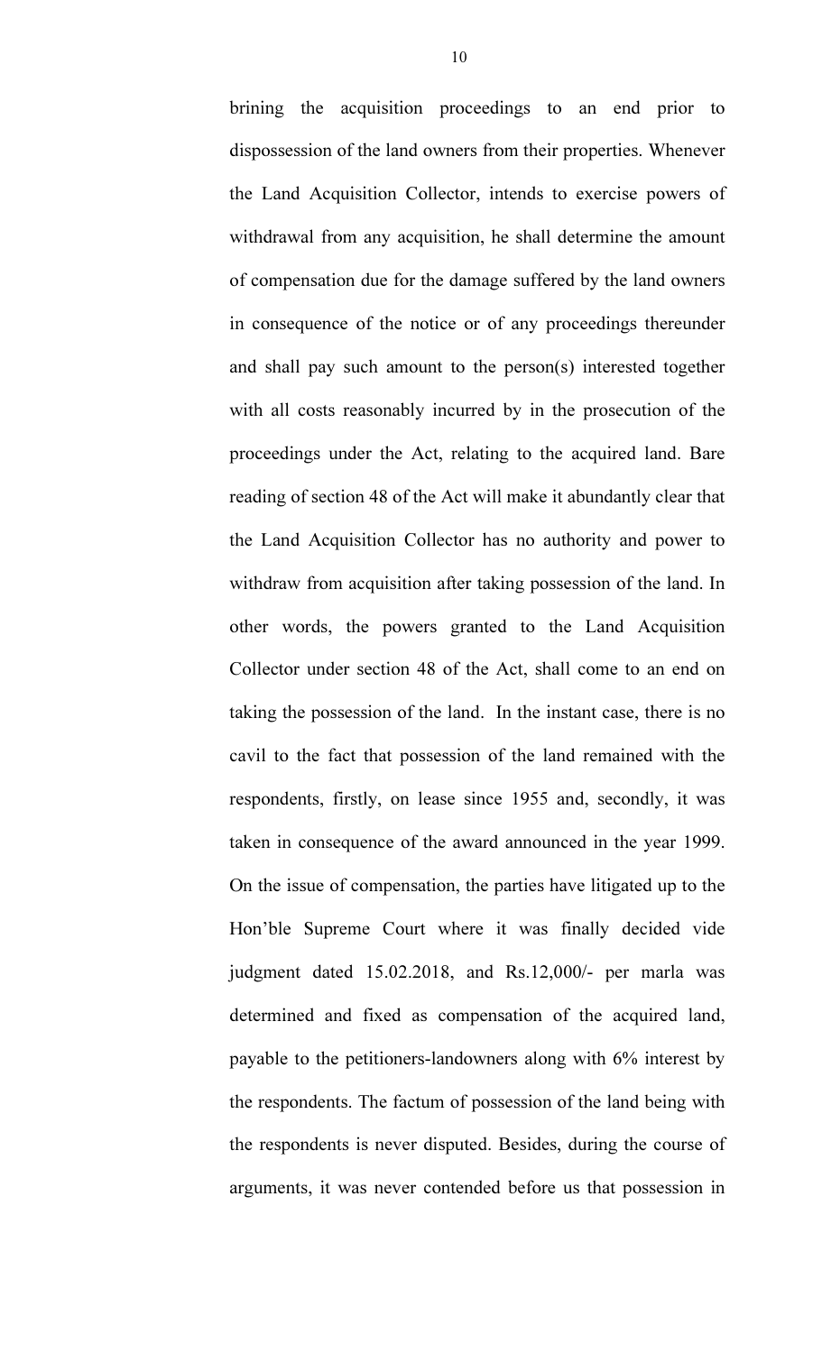brining the acquisition proceedings to an end prior to dispossession of the land owners from their properties. Whenever the Land Acquisition Collector, intends to exercise powers of withdrawal from any acquisition, he shall determine the amount of compensation due for the damage suffered by the land owners in consequence of the notice or of any proceedings thereunder and shall pay such amount to the person(s) interested together with all costs reasonably incurred by in the prosecution of the proceedings under the Act, relating to the acquired land. Bare reading of section 48 of the Act will make it abundantly clear that the Land Acquisition Collector has no authority and power to withdraw from acquisition after taking possession of the land. In other words, the powers granted to the Land Acquisition Collector under section 48 of the Act, shall come to an end on taking the possession of the land. In the instant case, there is no cavil to the fact that possession of the land remained with the respondents, firstly, on lease since 1955 and, secondly, it was taken in consequence of the award announced in the year 1999. On the issue of compensation, the parties have litigated up to the Hon'ble Supreme Court where it was finally decided vide judgment dated 15.02.2018, and Rs.12,000/- per marla was determined and fixed as compensation of the acquired land, payable to the petitioners-landowners along with 6% interest by the respondents. The factum of possession of the land being with the respondents is never disputed. Besides, during the course of arguments, it was never contended before us that possession in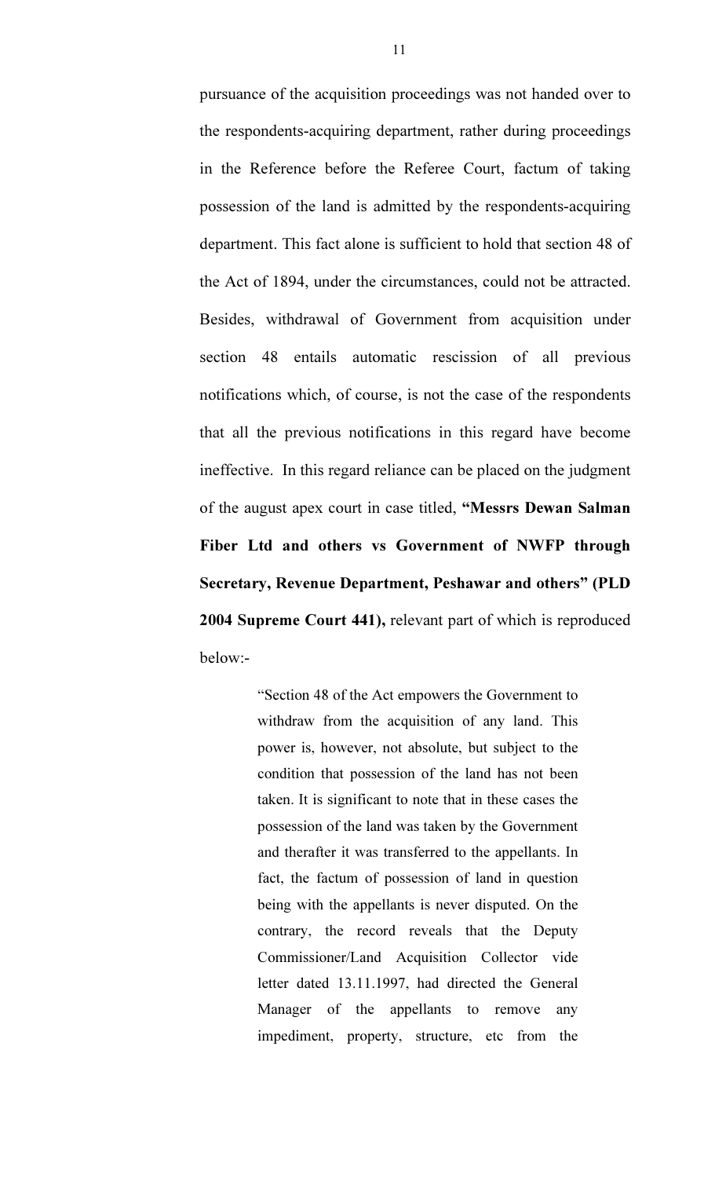pursuance of the acquisition proceedings was not handed over to the respondents-acquiring department, rather during proceedings in the Reference before the Referee Court, factum of taking possession of the land is admitted by the respondents-acquiring department. This fact alone is sufficient to hold that section 48 of the Act of 1894, under the circumstances, could not be attracted. Besides, withdrawal of Government from acquisition under section 48 entails automatic rescission of all previous notifications which, of course, is not the case of the respondents that all the previous notifications in this regard have become ineffective. In this regard reliance can be placed on the judgment of the august apex court in case titled, **"Messrs Dewan Salman Fiber Ltd and others vs Government of NWFP through Secretary, Revenue Department, Peshawar and others" (PLD 2004 Supreme Court 441),** relevant part of which is reproduced below:-

> "Section 48 of the Act empowers the Government to withdraw from the acquisition of any land. This power is, however, not absolute, but subject to the condition that possession of the land has not been taken. It is significant to note that in these cases the possession of the land was taken by the Government and therafter it was transferred to the appellants. In fact, the factum of possession of land in question being with the appellants is never disputed. On the contrary, the record reveals that the Deputy Commissioner/Land Acquisition Collector vide letter dated 13.11.1997, had directed the General Manager of the appellants to remove any impediment, property, structure, etc from the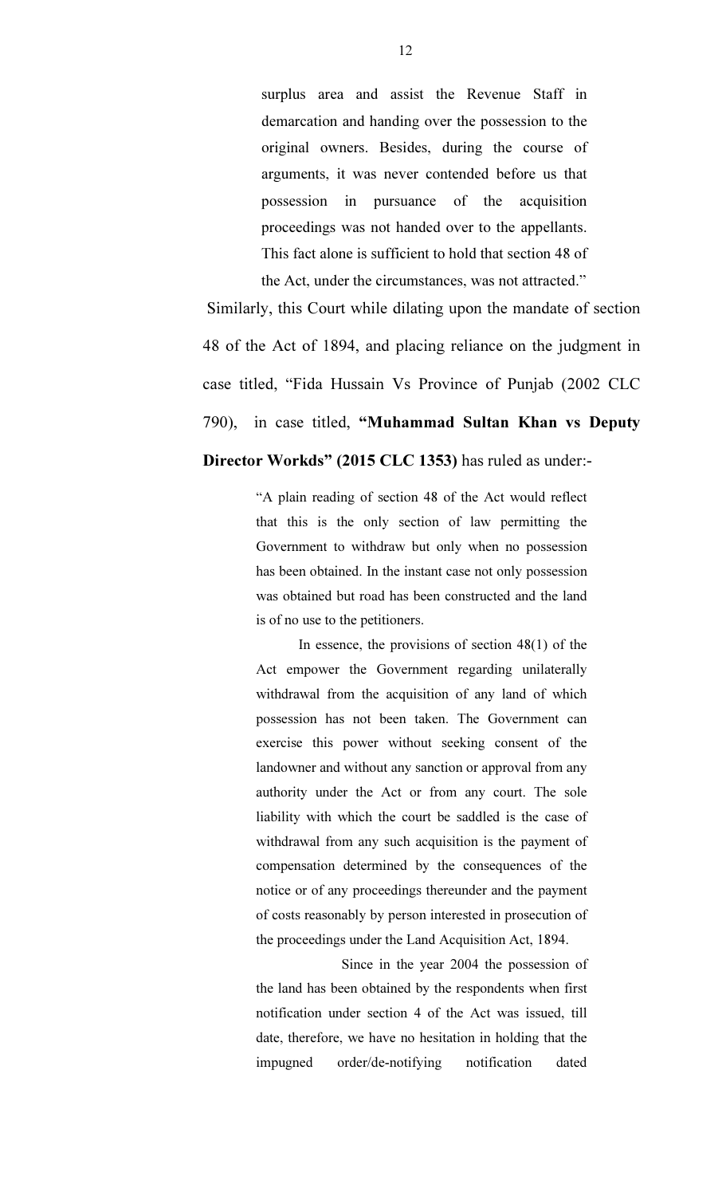> surplus area and assist the Revenue Staff in demarcation and handing over the possession to the original owners. Besides, during the course of arguments, it was never contended before us that possession in pursuance of the acquisition proceedings was not handed over to the appellants. This fact alone is sufficient to hold that section 48 of the Act, under the circumstances, was not attracted."

Similarly, this Court while dilating upon the mandate of section 48 of the Act of 1894, and placing reliance on the judgment in case titled, "Fida Hussain Vs Province of Punjab (2002 CLC 790), in case titled, **"Muhammad Sultan Khan vs Deputy Director Workds" (2015 CLC 1353)** has ruled as under:-

> "A plain reading of section 48 of the Act would reflect that this is the only section of law permitting the Government to withdraw but only when no possession has been obtained. In the instant case not only possession was obtained but road has been constructed and the land is of no use to the petitioners.
>
> In essence, the provisions of section 48(1) of the Act empower the Government regarding unilaterally withdrawal from the acquisition of any land of which possession has not been taken. The Government can exercise this power without seeking consent of the landowner and without any sanction or approval from any authority under the Act or from any court. The sole liability with which the court be saddled is the case of withdrawal from any such acquisition is the payment of compensation determined by the consequences of the notice or of any proceedings thereunder and the payment of costs reasonably by person interested in prosecution of the proceedings under the Land Acquisition Act, 1894.
>
> Since in the year 2004 the possession of the land has been obtained by the respondents when first notification under section 4 of the Act was issued, till date, therefore, we have no hesitation in holding that the impugned order/de-notifying notification dated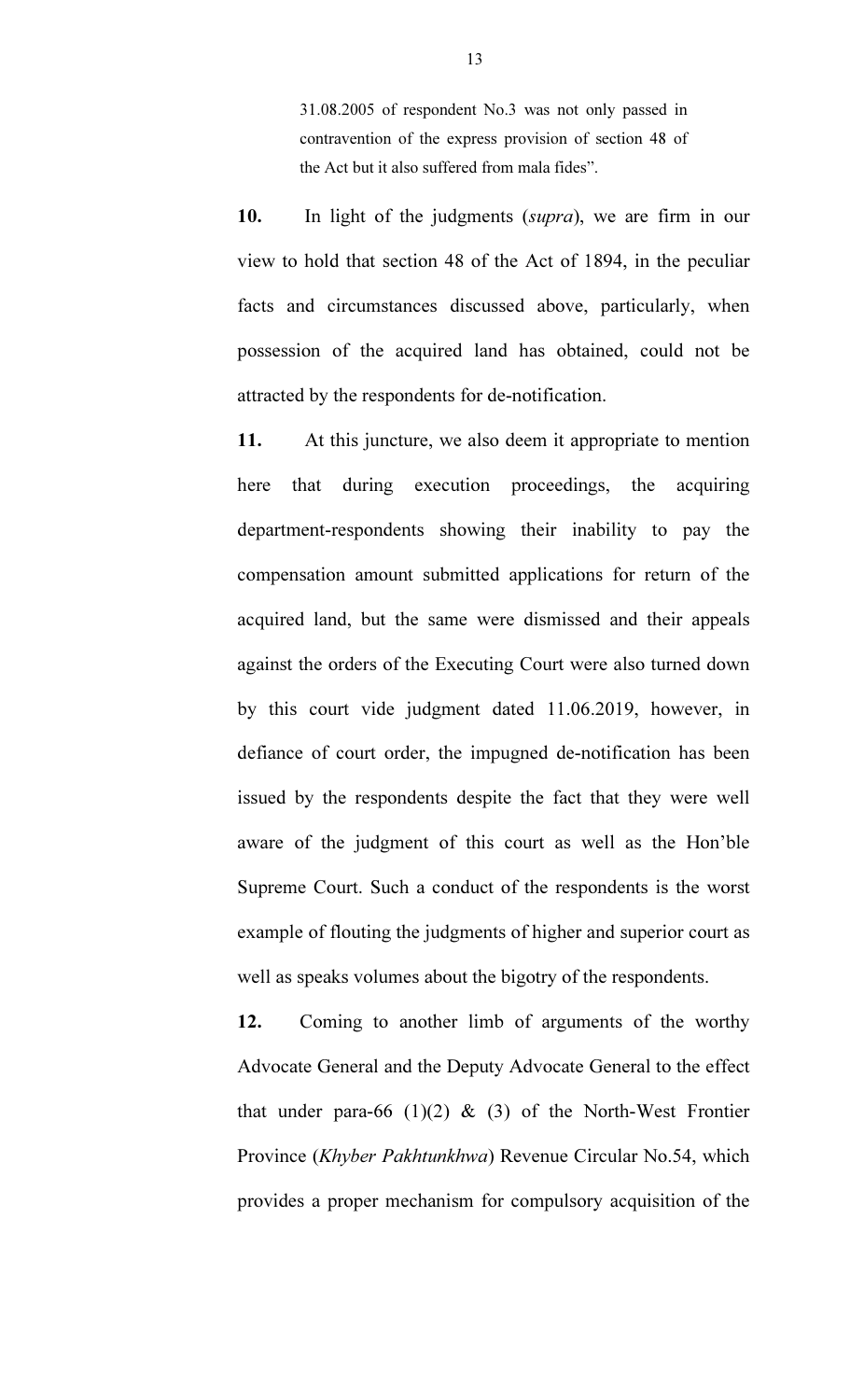> 31.08.2005 of respondent No.3 was not only passed in contravention of the express provision of section 48 of the Act but it also suffered from mala fides".

**10.** In light of the judgments (*supra*), we are firm in our view to hold that section 48 of the Act of 1894, in the peculiar facts and circumstances discussed above, particularly, when possession of the acquired land has obtained, could not be attracted by the respondents for de-notification.

**11.** At this juncture, we also deem it appropriate to mention here that during execution proceedings, the acquiring department-respondents showing their inability to pay the compensation amount submitted applications for return of the acquired land, but the same were dismissed and their appeals against the orders of the Executing Court were also turned down by this court vide judgment dated 11.06.2019, however, in defiance of court order, the impugned de-notification has been issued by the respondents despite the fact that they were well aware of the judgment of this court as well as the Hon'ble Supreme Court. Such a conduct of the respondents is the worst example of flouting the judgments of higher and superior court as well as speaks volumes about the bigotry of the respondents.

**12.** Coming to another limb of arguments of the worthy Advocate General and the Deputy Advocate General to the effect that under para-66 (1)(2) & (3) of the North-West Frontier Province (*Khyber Pakhtunkhwa*) Revenue Circular No.54, which provides a proper mechanism for compulsory acquisition of the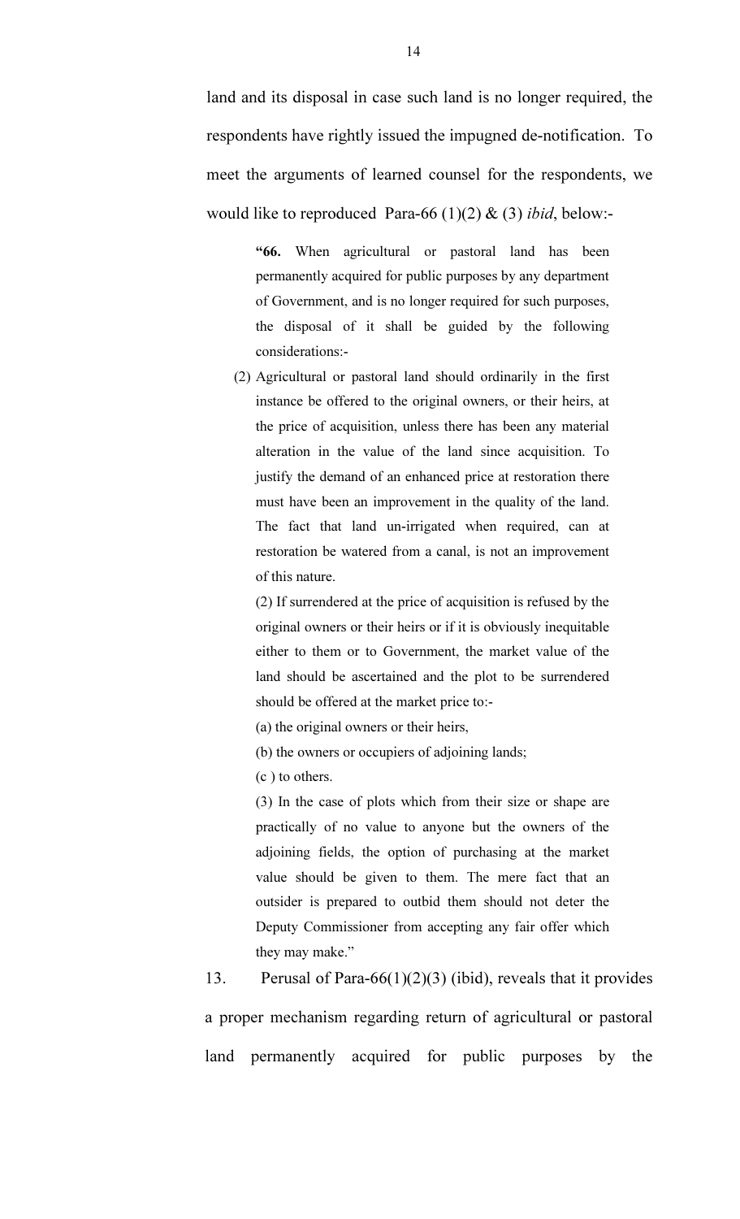land and its disposal in case such land is no longer required, the respondents have rightly issued the impugned de-notification. To meet the arguments of learned counsel for the respondents, we would like to reproduced Para-66 (1)(2) & (3) *ibid*, below:-

> **"66.** When agricultural or pastoral land has been permanently acquired for public purposes by any department of Government, and is no longer required for such purposes, the disposal of it shall be guided by the following considerations:-
>
> (2) Agricultural or pastoral land should ordinarily in the first instance be offered to the original owners, or their heirs, at the price of acquisition, unless there has been any material alteration in the value of the land since acquisition. To justify the demand of an enhanced price at restoration there must have been an improvement in the quality of the land. The fact that land un-irrigated when required, can at restoration be watered from a canal, is not an improvement of this nature.
>
> (2) If surrendered at the price of acquisition is refused by the original owners or their heirs or if it is obviously inequitable either to them or to Government, the market value of the land should be ascertained and the plot to be surrendered should be offered at the market price to:-
>
> (a) the original owners or their heirs,
>
> (b) the owners or occupiers of adjoining lands;
>
> (c ) to others.
>
> (3) In the case of plots which from their size or shape are practically of no value to anyone but the owners of the adjoining fields, the option of purchasing at the market value should be given to them. The mere fact that an outsider is prepared to outbid them should not deter the Deputy Commissioner from accepting any fair offer which they may make."

13. Perusal of Para-66(1)(2)(3) (ibid), reveals that it provides a proper mechanism regarding return of agricultural or pastoral land permanently acquired for public purposes by the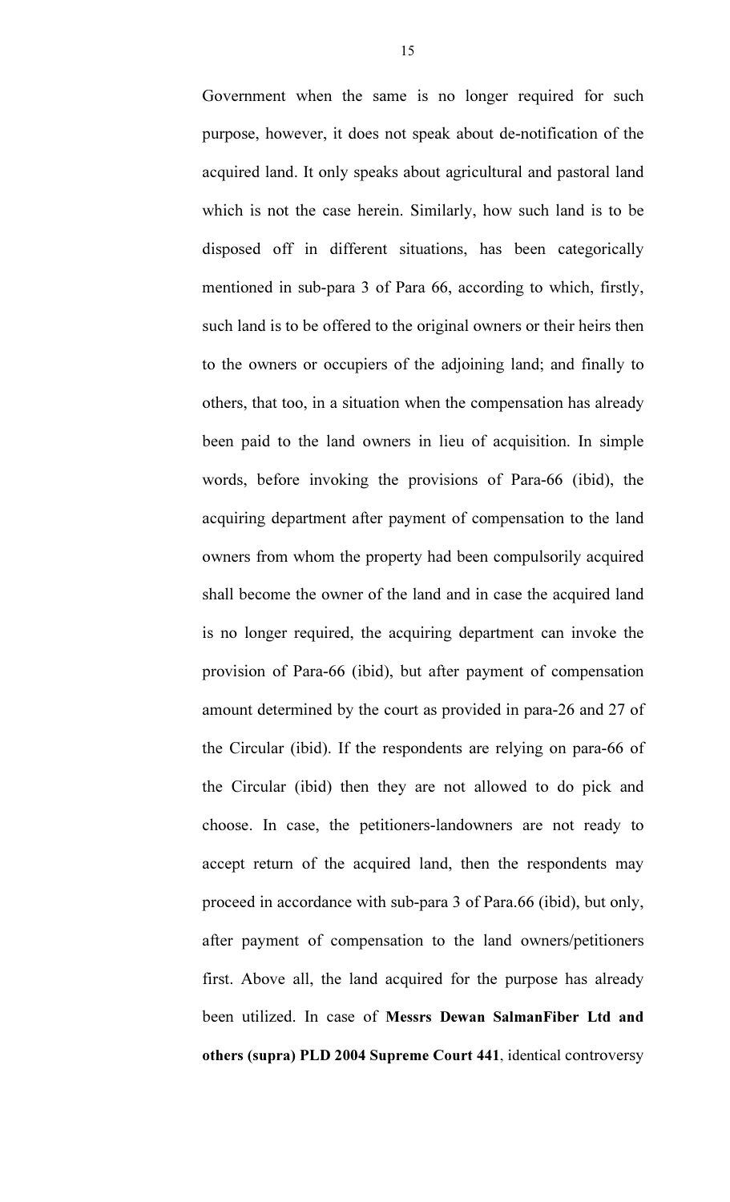Government when the same is no longer required for such purpose, however, it does not speak about de-notification of the acquired land. It only speaks about agricultural and pastoral land which is not the case herein. Similarly, how such land is to be disposed off in different situations, has been categorically mentioned in sub-para 3 of Para 66, according to which, firstly, such land is to be offered to the original owners or their heirs then to the owners or occupiers of the adjoining land; and finally to others, that too, in a situation when the compensation has already been paid to the land owners in lieu of acquisition. In simple words, before invoking the provisions of Para-66 (ibid), the acquiring department after payment of compensation to the land owners from whom the property had been compulsorily acquired shall become the owner of the land and in case the acquired land is no longer required, the acquiring department can invoke the provision of Para-66 (ibid), but after payment of compensation amount determined by the court as provided in para-26 and 27 of the Circular (ibid). If the respondents are relying on para-66 of the Circular (ibid) then they are not allowed to do pick and choose. In case, the petitioners-landowners are not ready to accept return of the acquired land, then the respondents may proceed in accordance with sub-para 3 of Para.66 (ibid), but only, after payment of compensation to the land owners/petitioners first. Above all, the land acquired for the purpose has already been utilized. In case of **Messrs Dewan SalmanFiber Ltd and others (supra) PLD 2004 Supreme Court 441**, identical controversy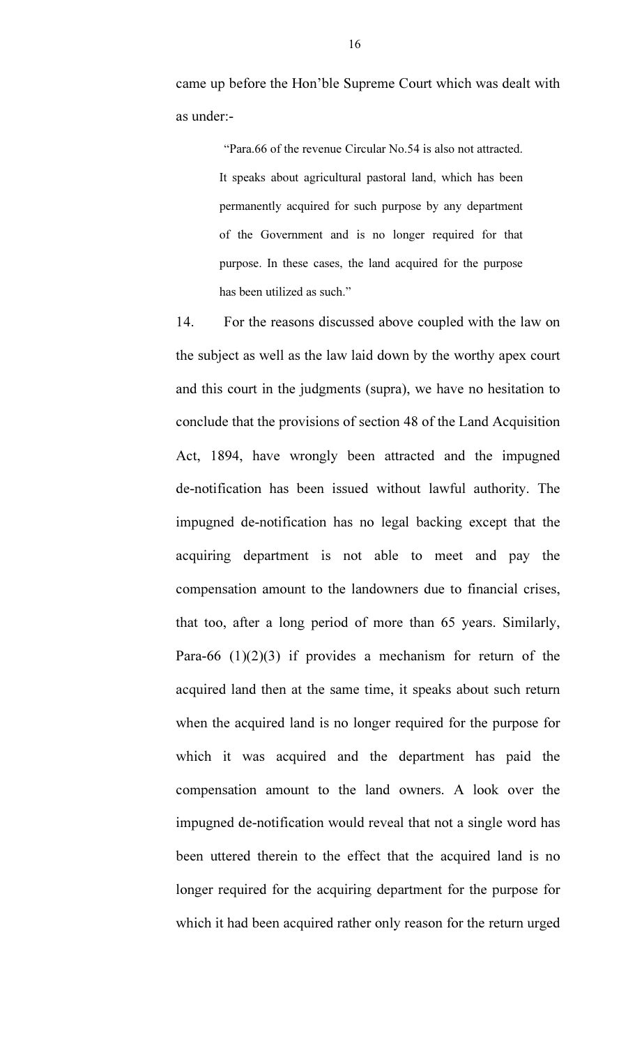came up before the Hon'ble Supreme Court which was dealt with as under:-

> "Para.66 of the revenue Circular No.54 is also not attracted. It speaks about agricultural pastoral land, which has been permanently acquired for such purpose by any department of the Government and is no longer required for that purpose. In these cases, the land acquired for the purpose has been utilized as such."

14. For the reasons discussed above coupled with the law on the subject as well as the law laid down by the worthy apex court and this court in the judgments (supra), we have no hesitation to conclude that the provisions of section 48 of the Land Acquisition Act, 1894, have wrongly been attracted and the impugned de-notification has been issued without lawful authority. The impugned de-notification has no legal backing except that the acquiring department is not able to meet and pay the compensation amount to the landowners due to financial crises, that too, after a long period of more than 65 years. Similarly, Para-66 (1)(2)(3) if provides a mechanism for return of the acquired land then at the same time, it speaks about such return when the acquired land is no longer required for the purpose for which it was acquired and the department has paid the compensation amount to the land owners. A look over the impugned de-notification would reveal that not a single word has been uttered therein to the effect that the acquired land is no longer required for the acquiring department for the purpose for which it had been acquired rather only reason for the return urged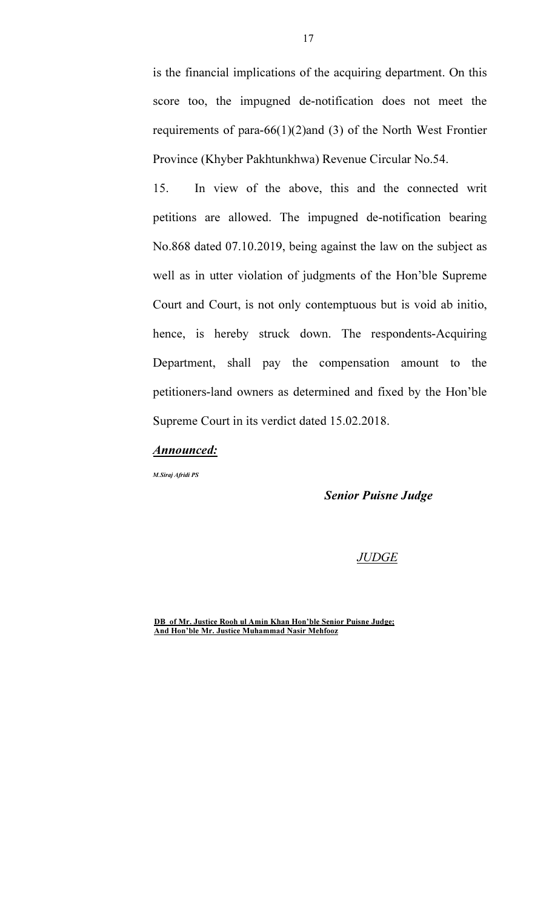is the financial implications of the acquiring department. On this score too, the impugned de-notification does not meet the requirements of para-66(1)(2)and (3) of the North West Frontier Province (Khyber Pakhtunkhwa) Revenue Circular No.54.

15. In view of the above, this and the connected writ petitions are allowed. The impugned de-notification bearing No.868 dated 07.10.2019, being against the law on the subject as well as in utter violation of judgments of the Hon'ble Supreme Court and Court, is not only contemptuous but is void ab initio, hence, is hereby struck down. The respondents-Acquiring Department, shall pay the compensation amount to the petitioners-land owners as determined and fixed by the Hon'ble Supreme Court in its verdict dated 15.02.2018.

***Announced:***

*M.Siraj Afridi PS*

***Senior Puisne Judge***

*JUDGE*

**DB of Mr. Justice Rooh ul Amin Khan Hon'ble Senior Puisne Judge; And Hon'ble Mr. Justice Muhammad Nasir Mehfooz**